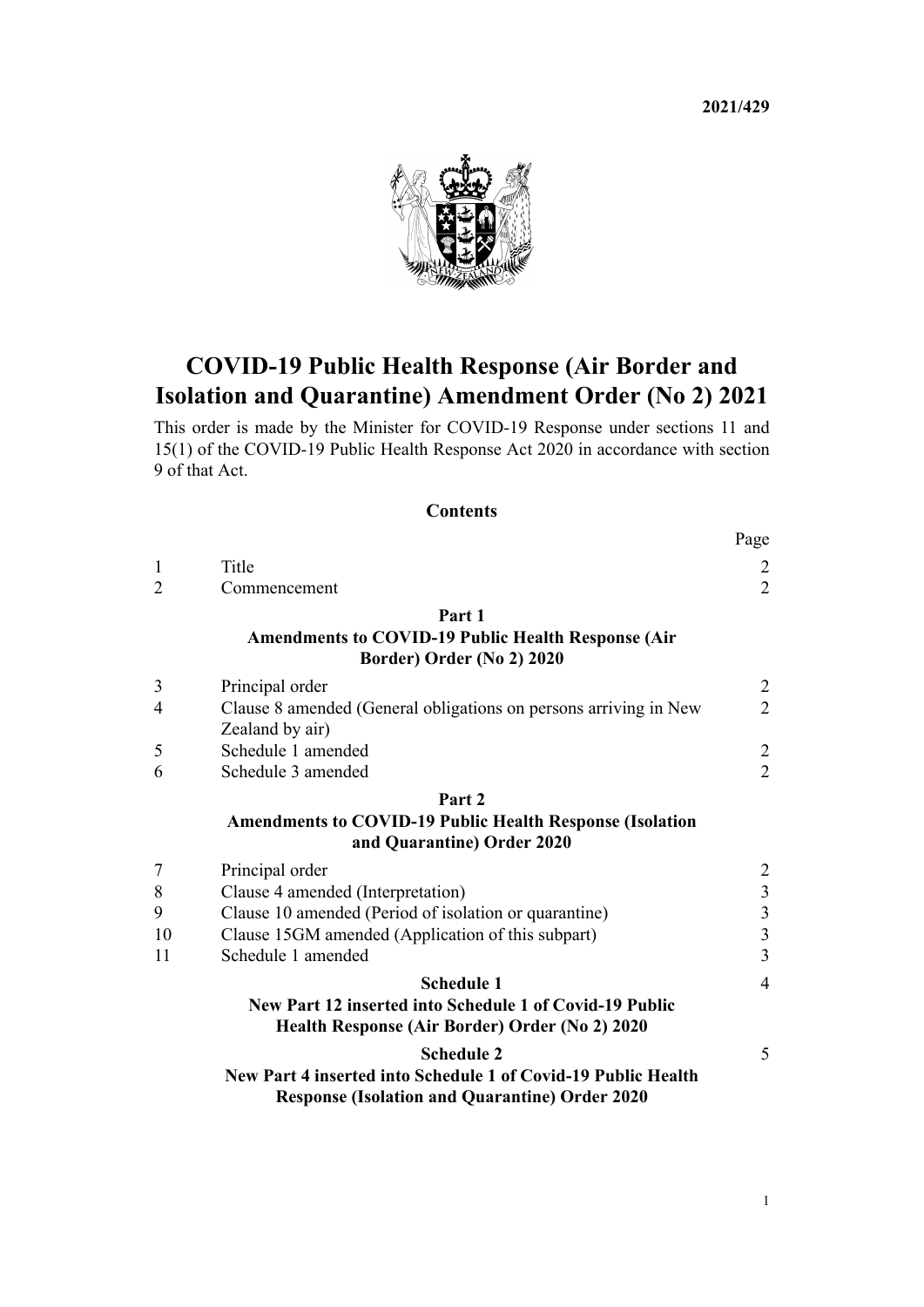**2021/429**

# COVID-19 Public Health Response (Air Border and Isolation and Quarantine) Amendment Order (No 2) 2021

This order is made by the Minister for COVID-19 Response under sections 11 and 15(1) of the COVID-19 Public Health Response Act 2020 in accordance with section 9 of that Act.

## Contents

| | | Page |
|---|---|---|
| 1 | Title | 2 |
| 2 | Commencement | 2 |
| | **Part 1** **Amendments to COVID-19 Public Health Response (Air Border) Order (No 2) 2020** | |
| 3 | Principal order | 2 |
| 4 | Clause 8 amended (General obligations on persons arriving in New Zealand by air) | 2 |
| 5 | Schedule 1 amended | 2 |
| 6 | Schedule 3 amended | 2 |
| | **Part 2** **Amendments to COVID-19 Public Health Response (Isolation and Quarantine) Order 2020** | |
| 7 | Principal order | 2 |
| 8 | Clause 4 amended (Interpretation) | 3 |
| 9 | Clause 10 amended (Period of isolation or quarantine) | 3 |
| 10 | Clause 15GM amended (Application of this subpart) | 3 |
| 11 | Schedule 1 amended | 3 |
| | **Schedule 1** **New Part 12 inserted into Schedule 1 of Covid-19 Public Health Response (Air Border) Order (No 2) 2020** | 4 |
| | **Schedule 2** **New Part 4 inserted into Schedule 1 of Covid-19 Public Health Response (Isolation and Quarantine) Order 2020** | 5 |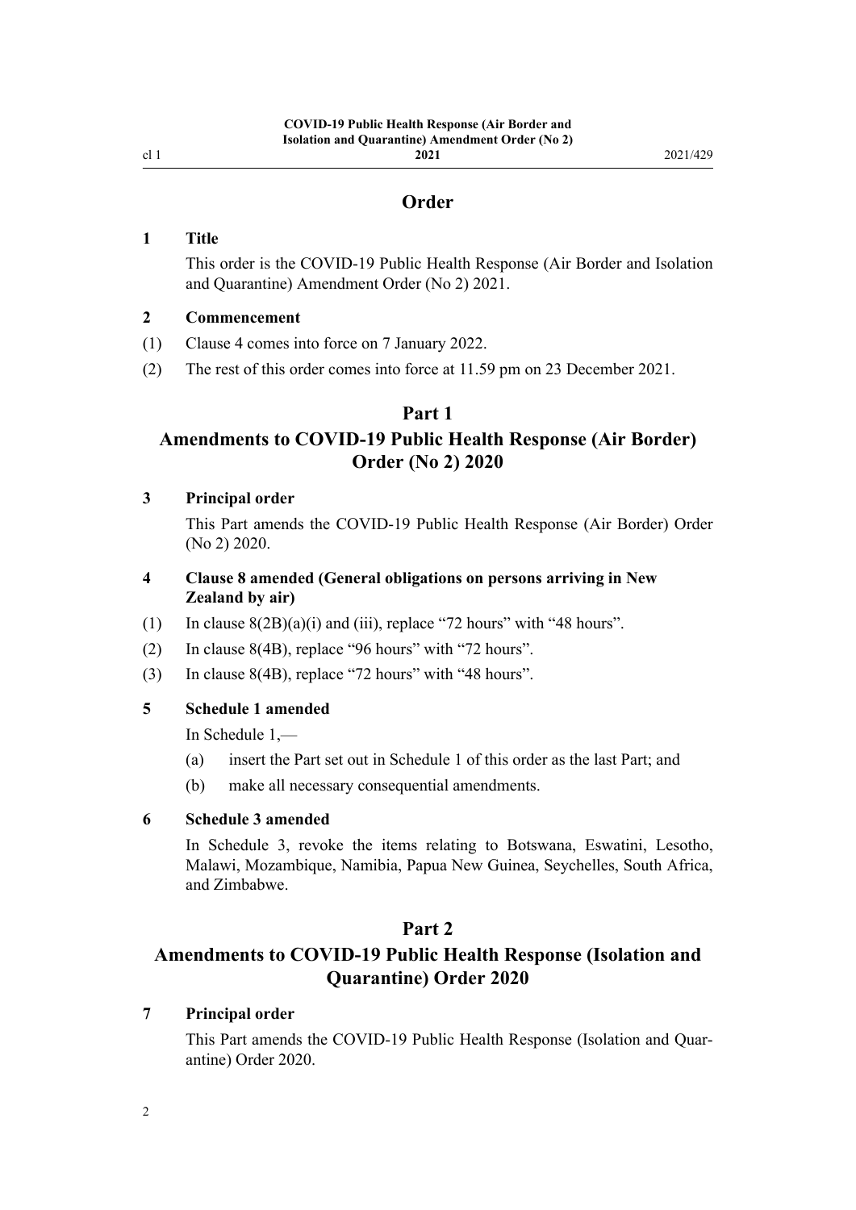## Order

### 1 Title

This order is the COVID-19 Public Health Response (Air Border and Isolation and Quarantine) Amendment Order (No 2) 2021.

### 2 Commencement

(1) Clause 4 comes into force on 7 January 2022.

(2) The rest of this order comes into force at 11.59 pm on 23 December 2021.

## Part 1
## Amendments to COVID-19 Public Health Response (Air Border) Order (No 2) 2020

### 3 Principal order

This Part amends the COVID-19 Public Health Response (Air Border) Order (No 2) 2020.

### 4 Clause 8 amended (General obligations on persons arriving in New Zealand by air)

(1) In clause 8(2B)(a)(i) and (iii), replace "72 hours" with "48 hours".

(2) In clause 8(4B), replace "96 hours" with "72 hours".

(3) In clause 8(4B), replace "72 hours" with "48 hours".

### 5 Schedule 1 amended

In Schedule 1,—

(a) insert the Part set out in Schedule 1 of this order as the last Part; and

(b) make all necessary consequential amendments.

### 6 Schedule 3 amended

In Schedule 3, revoke the items relating to Botswana, Eswatini, Lesotho, Malawi, Mozambique, Namibia, Papua New Guinea, Seychelles, South Africa, and Zimbabwe.

## Part 2
## Amendments to COVID-19 Public Health Response (Isolation and Quarantine) Order 2020

### 7 Principal order

This Part amends the COVID-19 Public Health Response (Isolation and Quarantine) Order 2020.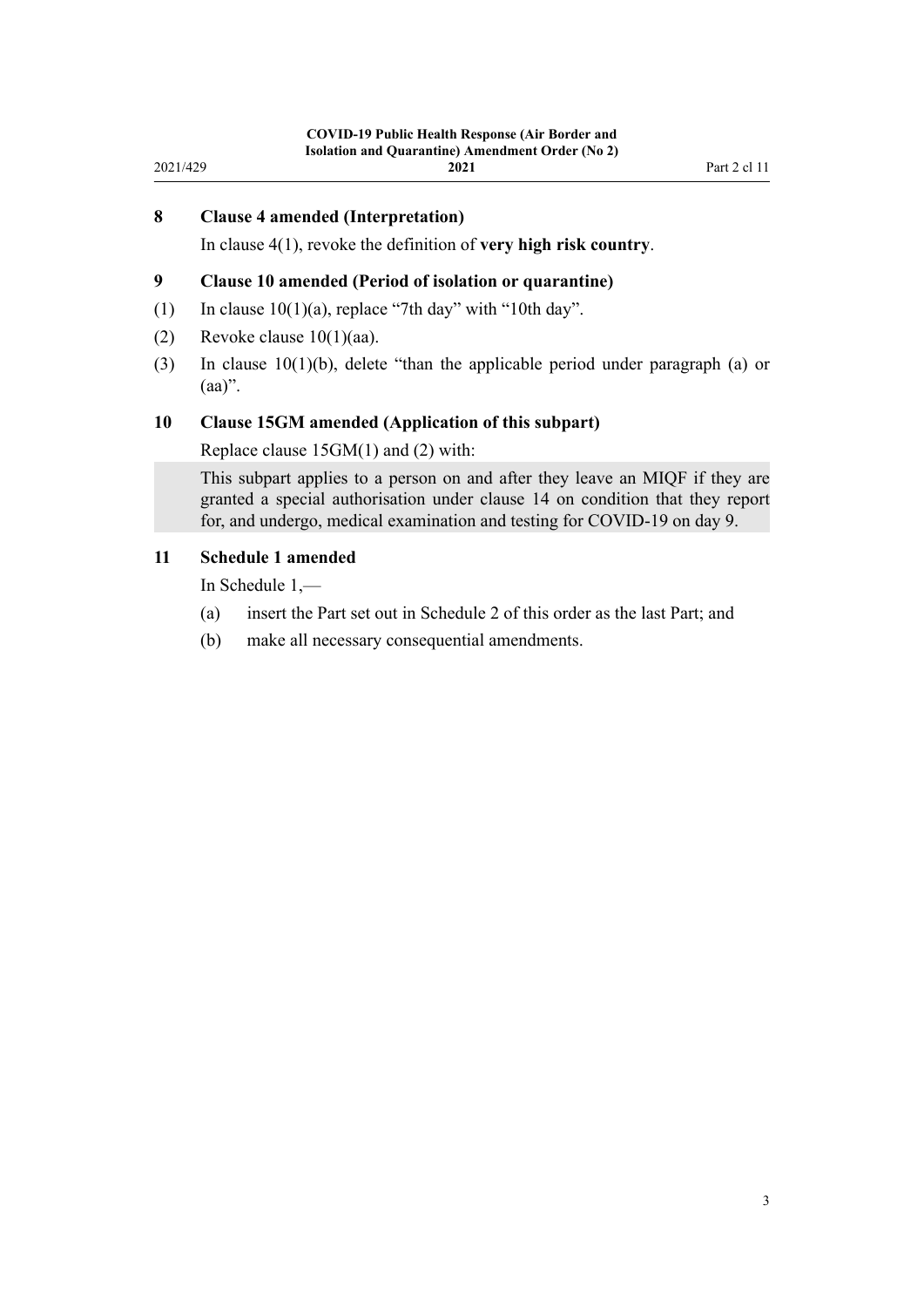### 8 Clause 4 amended (Interpretation)

In clause 4(1), revoke the definition of **very high risk country**.

### 9 Clause 10 amended (Period of isolation or quarantine)

(1) In clause 10(1)(a), replace "7th day" with "10th day".

(2) Revoke clause 10(1)(aa).

(3) In clause 10(1)(b), delete "than the applicable period under paragraph (a) or (aa)".

### 10 Clause 15GM amended (Application of this subpart)

Replace clause 15GM(1) and (2) with:

> This subpart applies to a person on and after they leave an MIQF if they are granted a special authorisation under clause 14 on condition that they report for, and undergo, medical examination and testing for COVID-19 on day 9.

### 11 Schedule 1 amended

In Schedule 1,—

(a) insert the Part set out in Schedule 2 of this order as the last Part; and

(b) make all necessary consequential amendments.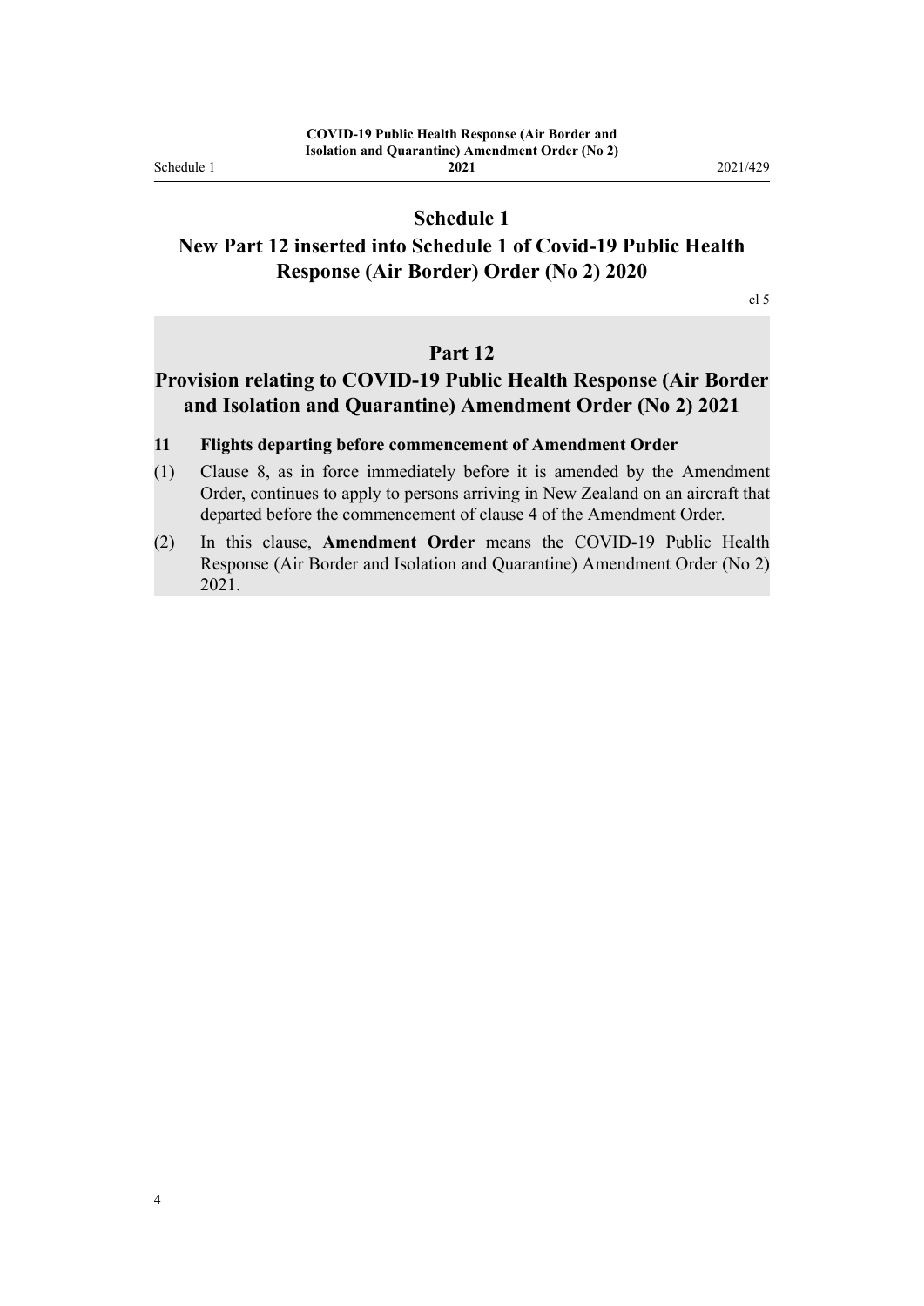# Schedule 1
## New Part 12 inserted into Schedule 1 of Covid-19 Public Health Response (Air Border) Order (No 2) 2020

cl 5

## Part 12
## Provision relating to COVID-19 Public Health Response (Air Border and Isolation and Quarantine) Amendment Order (No 2) 2021

### 11 Flights departing before commencement of Amendment Order

(1) Clause 8, as in force immediately before it is amended by the Amendment Order, continues to apply to persons arriving in New Zealand on an aircraft that departed before the commencement of clause 4 of the Amendment Order.

(2) In this clause, **Amendment Order** means the COVID-19 Public Health Response (Air Border and Isolation and Quarantine) Amendment Order (No 2) 2021.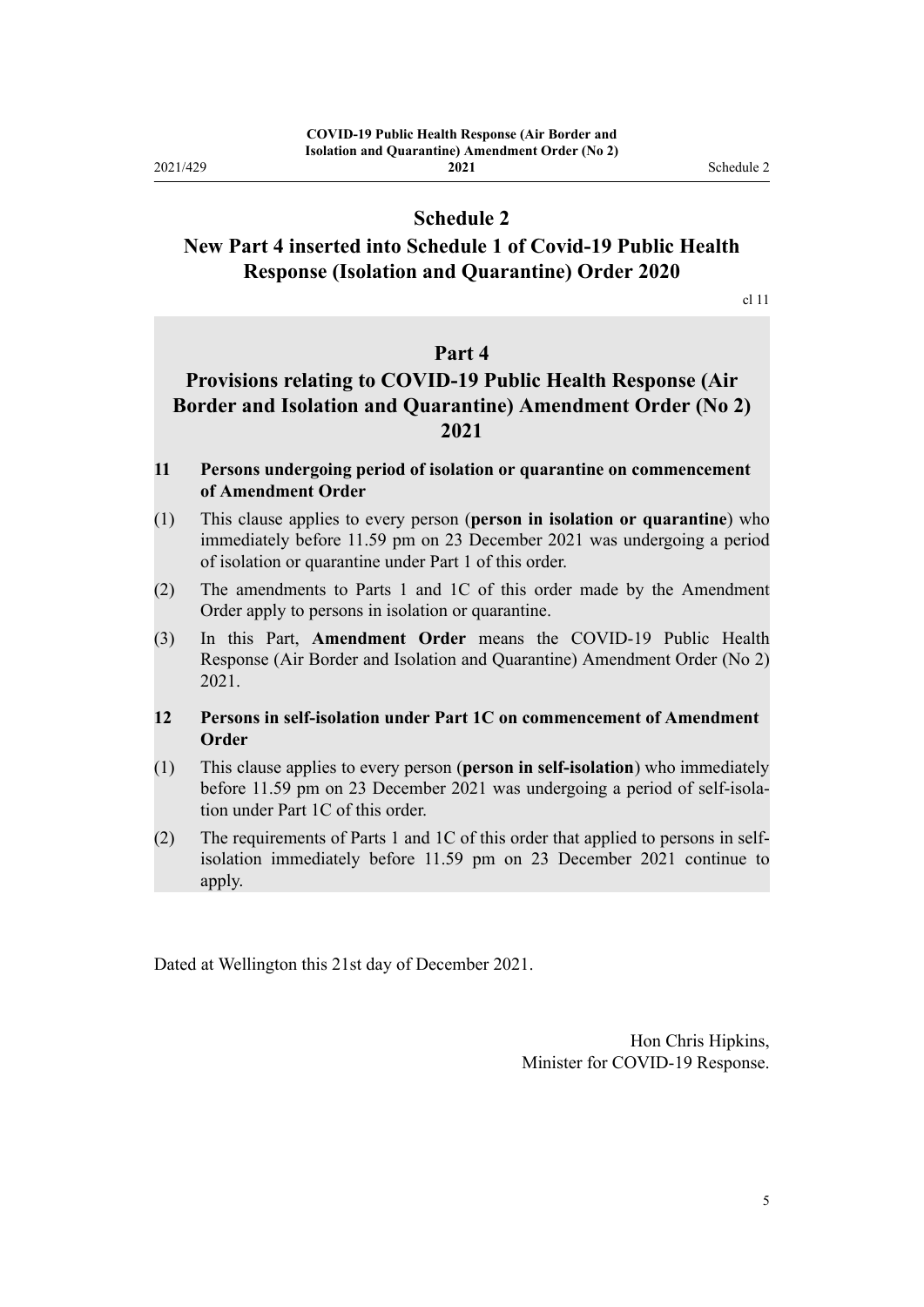## Schedule 2
## New Part 4 inserted into Schedule 1 of Covid-19 Public Health Response (Isolation and Quarantine) Order 2020

cl 11

### Part 4
### Provisions relating to COVID-19 Public Health Response (Air Border and Isolation and Quarantine) Amendment Order (No 2) 2021

**11 Persons undergoing period of isolation or quarantine on commencement of Amendment Order**

(1) This clause applies to every person (**person in isolation or quarantine**) who immediately before 11.59 pm on 23 December 2021 was undergoing a period of isolation or quarantine under Part 1 of this order.

(2) The amendments to Parts 1 and 1C of this order made by the Amendment Order apply to persons in isolation or quarantine.

(3) In this Part, **Amendment Order** means the COVID-19 Public Health Response (Air Border and Isolation and Quarantine) Amendment Order (No 2) 2021.

**12 Persons in self-isolation under Part 1C on commencement of Amendment Order**

(1) This clause applies to every person (**person in self-isolation**) who immediately before 11.59 pm on 23 December 2021 was undergoing a period of self-isolation under Part 1C of this order.

(2) The requirements of Parts 1 and 1C of this order that applied to persons in self-isolation immediately before 11.59 pm on 23 December 2021 continue to apply.

Dated at Wellington this 21st day of December 2021.

Hon Chris Hipkins,
Minister for COVID-19 Response.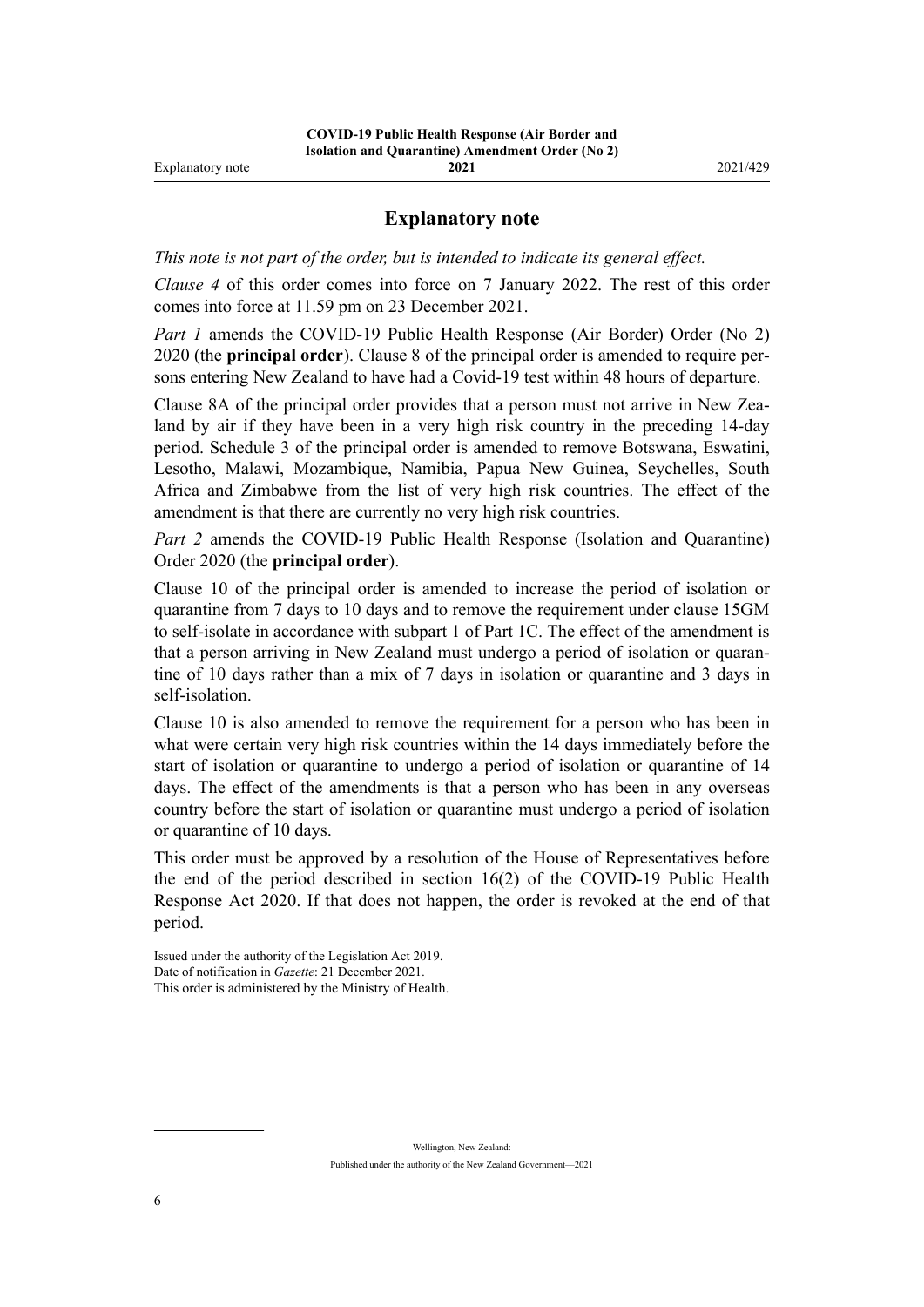## Explanatory note

*This note is not part of the order, but is intended to indicate its general effect.*

*Clause 4* of this order comes into force on 7 January 2022. The rest of this order comes into force at 11.59 pm on 23 December 2021.

*Part 1* amends the COVID-19 Public Health Response (Air Border) Order (No 2) 2020 (the **principal order**). Clause 8 of the principal order is amended to require persons entering New Zealand to have had a Covid-19 test within 48 hours of departure.

Clause 8A of the principal order provides that a person must not arrive in New Zealand by air if they have been in a very high risk country in the preceding 14-day period. Schedule 3 of the principal order is amended to remove Botswana, Eswatini, Lesotho, Malawi, Mozambique, Namibia, Papua New Guinea, Seychelles, South Africa and Zimbabwe from the list of very high risk countries. The effect of the amendment is that there are currently no very high risk countries.

*Part 2* amends the COVID-19 Public Health Response (Isolation and Quarantine) Order 2020 (the **principal order**).

Clause 10 of the principal order is amended to increase the period of isolation or quarantine from 7 days to 10 days and to remove the requirement under clause 15GM to self-isolate in accordance with subpart 1 of Part 1C. The effect of the amendment is that a person arriving in New Zealand must undergo a period of isolation or quarantine of 10 days rather than a mix of 7 days in isolation or quarantine and 3 days in self-isolation.

Clause 10 is also amended to remove the requirement for a person who has been in what were certain very high risk countries within the 14 days immediately before the start of isolation or quarantine to undergo a period of isolation or quarantine of 14 days. The effect of the amendments is that a person who has been in any overseas country before the start of isolation or quarantine must undergo a period of isolation or quarantine of 10 days.

This order must be approved by a resolution of the House of Representatives before the end of the period described in section 16(2) of the COVID-19 Public Health Response Act 2020. If that does not happen, the order is revoked at the end of that period.

Issued under the authority of the Legislation Act 2019.
Date of notification in *Gazette*: 21 December 2021.
This order is administered by the Ministry of Health.

Wellington, New Zealand:
Published under the authority of the New Zealand Government—2021